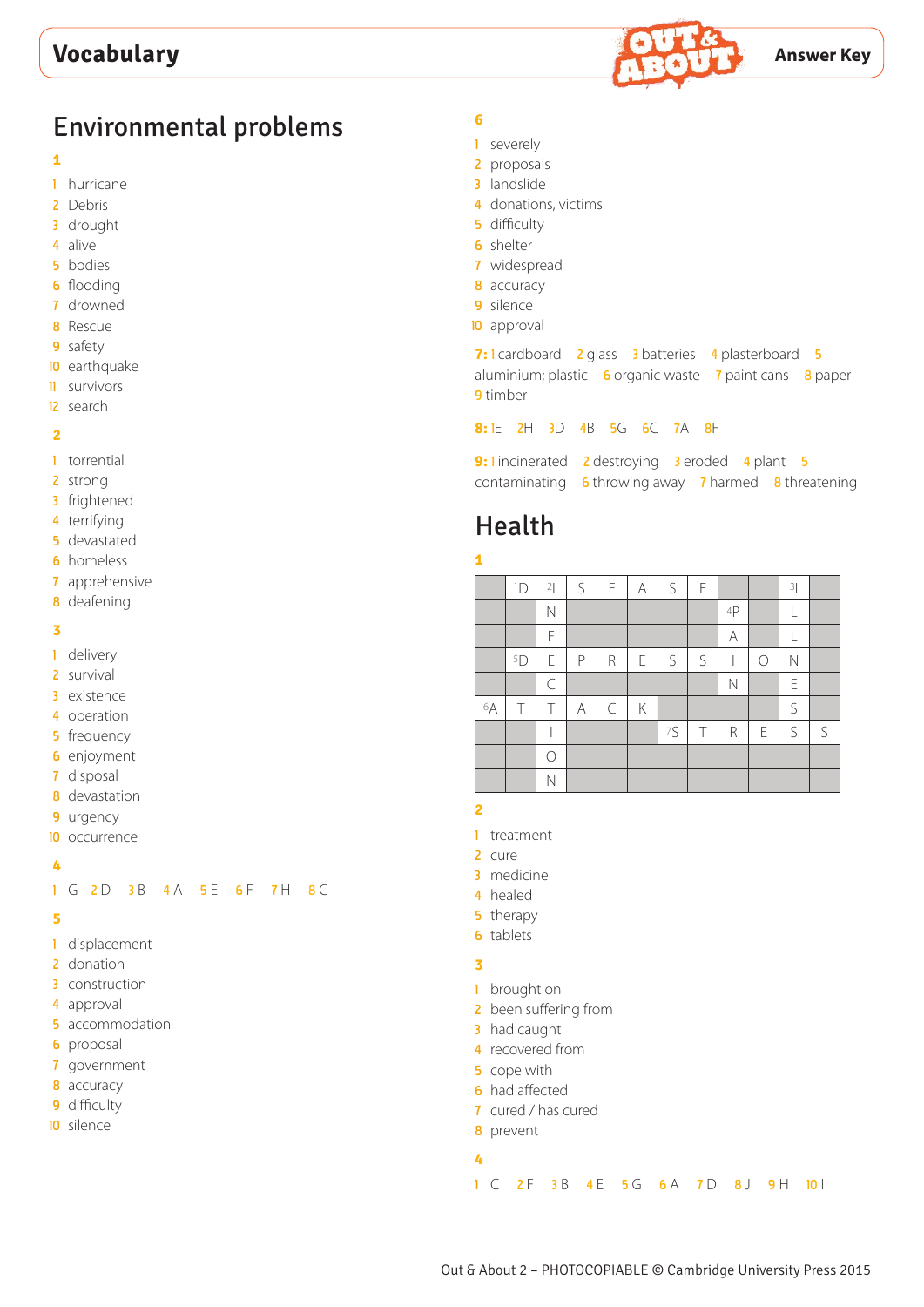# Vocabulary

Answer Key

## Environmental problems

**1**

1. hurricane
2. Debris
3. drought
4. alive
5. bodies
6. flooding
7. drowned
8. Rescue
9. safety
10. earthquake
11. survivors
12. search

**2**

1. torrential
2. strong
3. frightened
4. terrifying
5. devastated
6. homeless
7. apprehensive
8. deafening

**3**

1. delivery
2. survival
3. existence
4. operation
5. frequency
6. enjoyment
7. disposal
8. devastation
9. urgency
10. occurrence

**4**

1 G 2 D 3 B 4 A 5 E 6 F 7 H 8 C

**5**

1. displacement
2. donation
3. construction
4. approval
5. accommodation
6. proposal
7. government
8. accuracy
9. difficulty
10. silence

**6**

1. severely
2. proposals
3. landslide
4. donations, victims
5. difficulty
6. shelter
7. widespread
8. accuracy
9. silence
10. approval

**7:** 1 cardboard 2 glass 3 batteries 4 plasterboard 5 aluminium; plastic 6 organic waste 7 paint cans 8 paper 9 timber

**8:** 1E 2H 3D 4B 5G 6C 7A 8F

**9:** 1 incinerated 2 destroying 3 eroded 4 plant 5 contaminating 6 throwing away 7 harmed 8 threatening

## Health

**1**

| | | | | | | | | | | | |
|---|---|---|---|---|---|---|---|---|---|---|---|
| | 1D | 2I | S | E | A | S | E | | | 3I | |
| | | N | | | | | | 4P | | L | |
| | | F | | | | | | A | | L | |
| | 5D | E | P | R | E | S | S | I | O | N | |
| | | C | | | | | | N | | E | |
| 6A | T | T | A | C | K | | | | | S | |
| | | I | | | | 7S | T | R | E | S | S |
| | | O | | | | | | | | | |
| | | N | | | | | | | | | |

**2**

1. treatment
2. cure
3. medicine
4. healed
5. therapy
6. tablets

**3**

1. brought on
2. been suffering from
3. had caught
4. recovered from
5. cope with
6. had affected
7. cured / has cured
8. prevent

**4**

1 C 2 F 3 B 4 E 5 G 6 A 7 D 8 J 9 H 10 I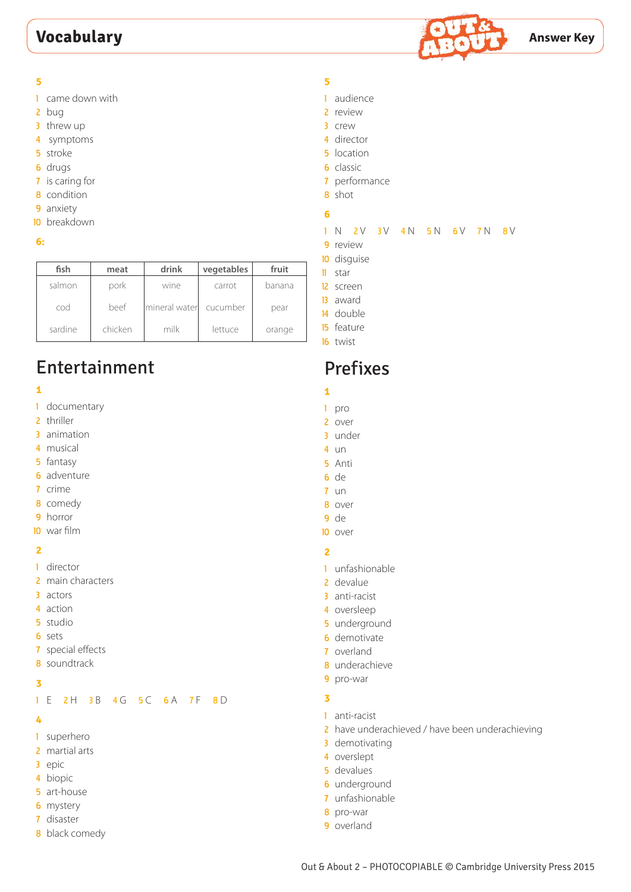# Vocabulary

Answer Key

**5**

1 came down with
2 bug
3 threw up
4 symptoms
5 stroke
6 drugs
7 is caring for
8 condition
9 anxiety
10 breakdown

**6:**

| fish | meat | drink | vegetables | fruit |
|---|---|---|---|---|
| salmon | pork | wine | carrot | banana |
| cod | beef | mineral water | cucumber | pear |
| sardine | chicken | milk | lettuce | orange |

## Entertainment

**1**

1 documentary
2 thriller
3 animation
4 musical
5 fantasy
6 adventure
7 crime
8 comedy
9 horror
10 war film

**2**

1 director
2 main characters
3 actors
4 action
5 studio
6 sets
7 special effects
8 soundtrack

**3**

1 E 2 H 3 B 4 G 5 C 6 A 7 F 8 D

**4**

1 superhero
2 martial arts
3 epic
4 biopic
5 art-house
6 mystery
7 disaster
8 black comedy

**5**

1 audience
2 review
3 crew
4 director
5 location
6 classic
7 performance
8 shot

**6**

1 N 2 V 3 V 4 N 5 N 6 V 7 N 8 V
9 review
10 disguise
11 star
12 screen
13 award
14 double
15 feature
16 twist

## Prefixes

**1**

1 pro
2 over
3 under
4 un
5 Anti
6 de
7 un
8 over
9 de
10 over

**2**

1 unfashionable
2 devalue
3 anti-racist
4 oversleep
5 underground
6 demotivate
7 overland
8 underachieve
9 pro-war

**3**

1 anti-racist
2 have underachieved / have been underachieving
3 demotivating
4 overslept
5 devalues
6 underground
7 unfashionable
8 pro-war
9 overland

Out & About 2 – PHOTOCOPIABLE © Cambridge University Press 2015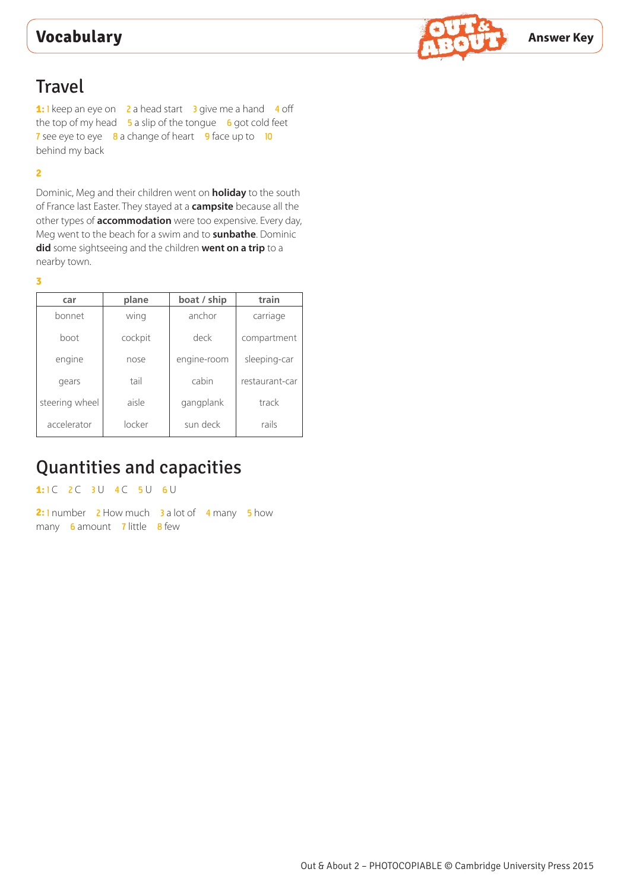# Vocabulary

Answer Key

## Travel

**1:** 1 keep an eye on 2 a head start 3 give me a hand 4 off the top of my head 5 a slip of the tongue 6 got cold feet 7 see eye to eye 8 a change of heart 9 face up to 10 behind my back

**2**

Dominic, Meg and their children went on **holiday** to the south of France last Easter. They stayed at a **campsite** because all the other types of **accommodation** were too expensive. Every day, Meg went to the beach for a swim and to **sunbathe**. Dominic **did** some sightseeing and the children **went on a trip** to a nearby town.

**3**

| car | plane | boat / ship | train |
|---|---|---|---|
| bonnet | wing | anchor | carriage |
| boot | cockpit | deck | compartment |
| engine | nose | engine-room | sleeping-car |
| gears | tail | cabin | restaurant-car |
| steering wheel | aisle | gangplank | track |
| accelerator | locker | sun deck | rails |

## Quantities and capacities

**1:** 1 C 2 C 3 U 4 C 5 U 6 U

**2:** 1 number 2 How much 3 a lot of 4 many 5 how many 6 amount 7 little 8 few